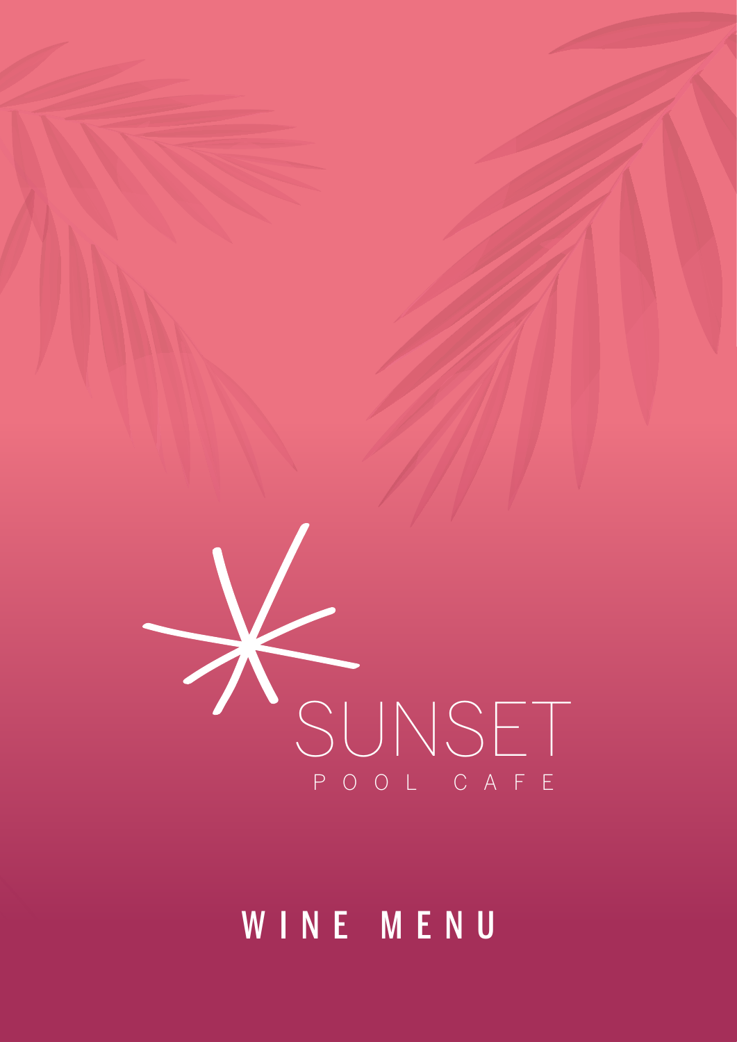# SUNSET

POOL CAFE

## WINE MENU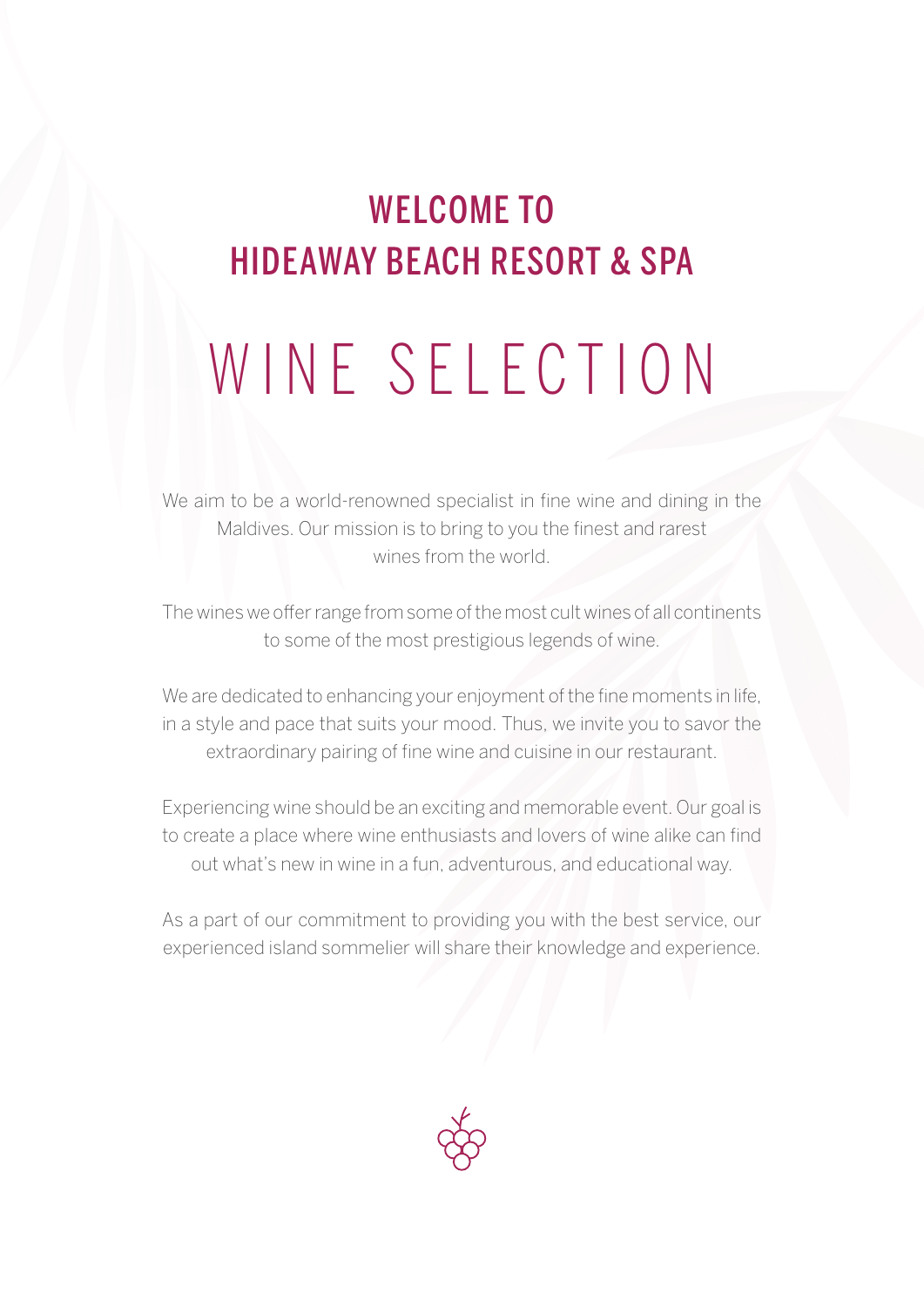## WELCOME TO
## HIDEAWAY BEACH RESORT & SPA

# WINE SELECTION

We aim to be a world-renowned specialist in fine wine and dining in the Maldives. Our mission is to bring to you the finest and rarest wines from the world.

The wines we offer range from some of the most cult wines of all continents to some of the most prestigious legends of wine.

We are dedicated to enhancing your enjoyment of the fine moments in life, in a style and pace that suits your mood. Thus, we invite you to savor the extraordinary pairing of fine wine and cuisine in our restaurant.

Experiencing wine should be an exciting and memorable event. Our goal is to create a place where wine enthusiasts and lovers of wine alike can find out what's new in wine in a fun, adventurous, and educational way.

As a part of our commitment to providing you with the best service, our experienced island sommelier will share their knowledge and experience.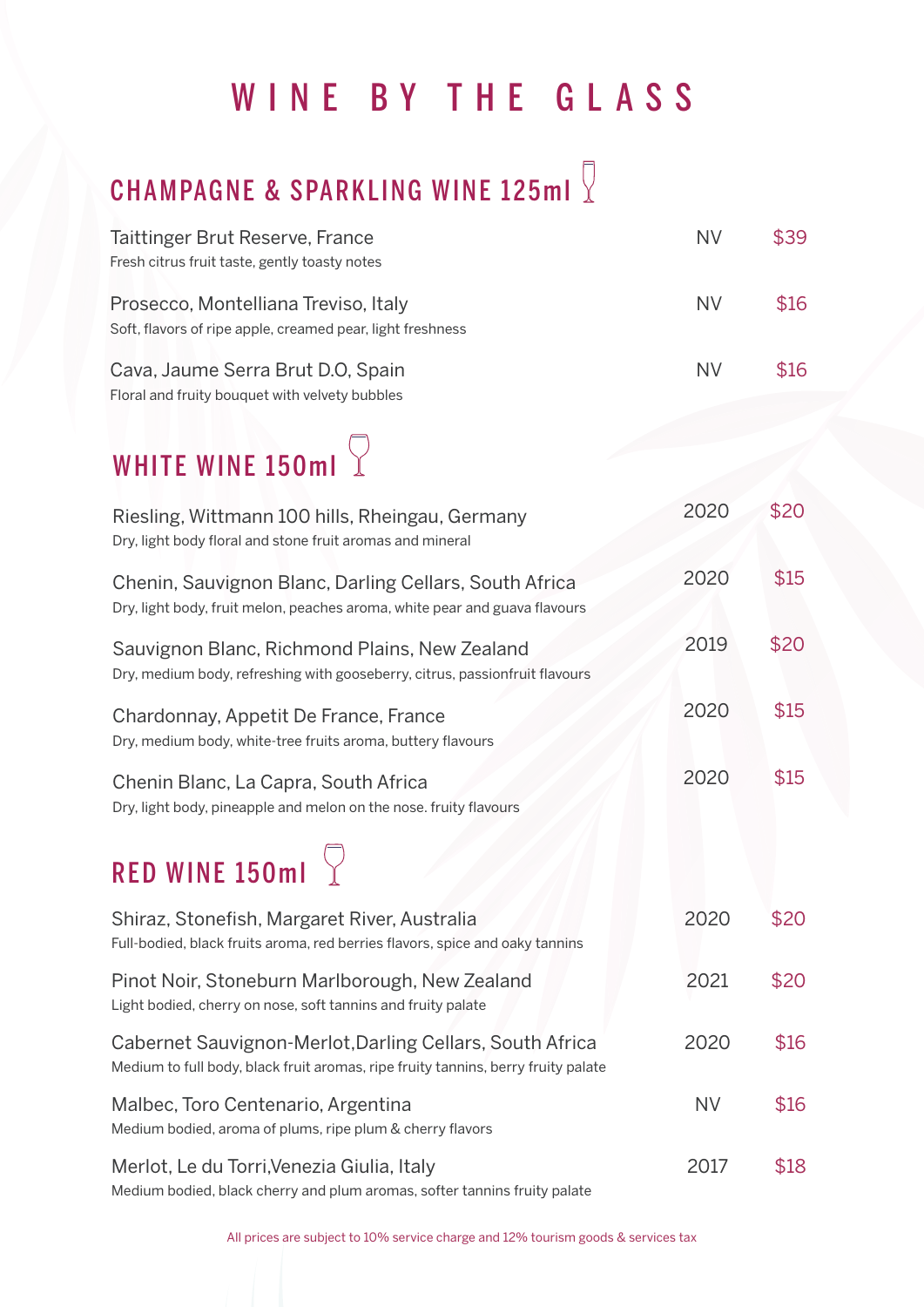# WINE BY THE GLASS

## CHAMPAGNE & SPARKLING WINE 125ml

Taittinger Brut Reserve, France — NV — $39
Fresh citrus fruit taste, gently toasty notes

Prosecco, Montelliana Treviso, Italy — NV — $16
Soft, flavors of ripe apple, creamed pear, light freshness

Cava, Jaume Serra Brut D.O, Spain — NV — $16
Floral and fruity bouquet with velvety bubbles

## WHITE WINE 150ml

Riesling, Wittmann 100 hills, Rheingau, Germany — 2020 — $20
Dry, light body floral and stone fruit aromas and mineral

Chenin, Sauvignon Blanc, Darling Cellars, South Africa — 2020 — $15
Dry, light body, fruit melon, peaches aroma, white pear and guava flavours

Sauvignon Blanc, Richmond Plains, New Zealand — 2019 — $20
Dry, medium body, refreshing with gooseberry, citrus, passionfruit flavours

Chardonnay, Appetit De France, France — 2020 — $15
Dry, medium body, white-tree fruits aroma, buttery flavours

Chenin Blanc, La Capra, South Africa — 2020 — $15
Dry, light body, pineapple and melon on the nose. fruity flavours

## RED WINE 150ml

Shiraz, Stonefish, Margaret River, Australia — 2020 — $20
Full-bodied, black fruits aroma, red berries flavors, spice and oaky tannins

Pinot Noir, Stoneburn Marlborough, New Zealand — 2021 — $20
Light bodied, cherry on nose, soft tannins and fruity palate

Cabernet Sauvignon-Merlot,Darling Cellars, South Africa — 2020 — $16
Medium to full body, black fruit aromas, ripe fruity tannins, berry fruity palate

Malbec, Toro Centenario, Argentina — NV — $16
Medium bodied, aroma of plums, ripe plum & cherry flavors

Merlot, Le du Torri,Venezia Giulia, Italy — 2017 — $18
Medium bodied, black cherry and plum aromas, softer tannins fruity palate

All prices are subject to 10% service charge and 12% tourism goods & services tax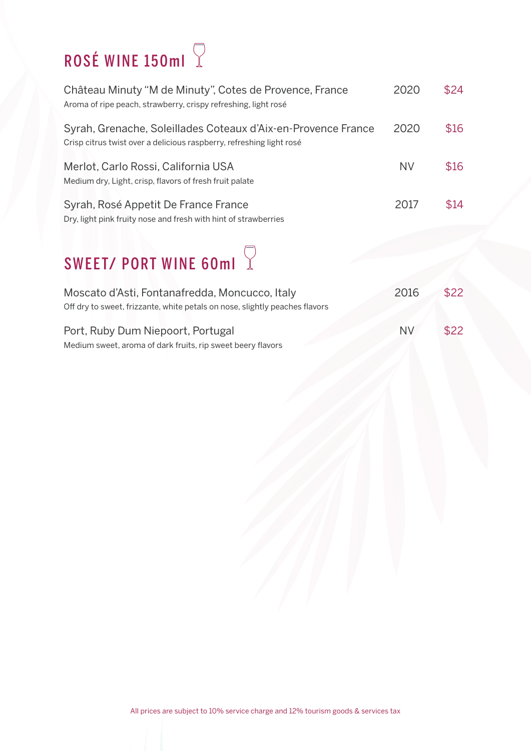## ROSÉ WINE 150ml

| Wine | Vintage | Price |
|---|---|---|
| Château Minuty "M de Minuty", Cotes de Provence, France<br>Aroma of ripe peach, strawberry, crispy refreshing, light rosé | 2020 | $24 |
| Syrah, Grenache, Soleillades Coteaux d'Aix-en-Provence France<br>Crisp citrus twist over a delicious raspberry, refreshing light rosé | 2020 | $16 |
| Merlot, Carlo Rossi, California USA<br>Medium dry, Light, crisp, flavors of fresh fruit palate | NV | $16 |
| Syrah, Rosé Appetit De France France<br>Dry, light pink fruity nose and fresh with hint of strawberries | 2017 | $14 |

## SWEET/ PORT WINE 60ml

| Wine | Vintage | Price |
|---|---|---|
| Moscato d'Asti, Fontanafredda, Moncucco, Italy<br>Off dry to sweet, frizzante, white petals on nose, slightly peaches flavors | 2016 | $22 |
| Port, Ruby Dum Niepoort, Portugal<br>Medium sweet, aroma of dark fruits, rip sweet beery flavors | NV | $22 |

All prices are subject to 10% service charge and 12% tourism goods & services tax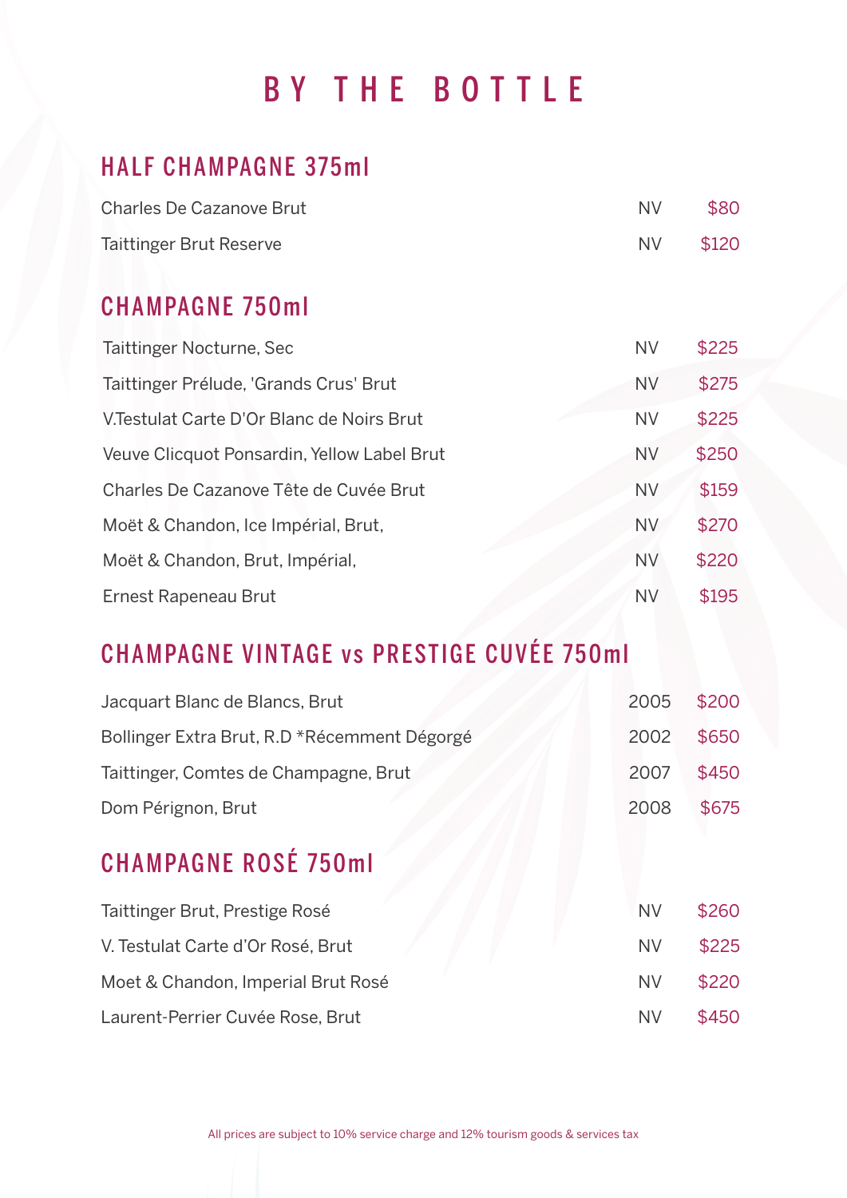# BY THE BOTTLE

## HALF CHAMPAGNE 375ml

| | | |
|---|---|---|
| Charles De Cazanove Brut | NV | $80 |
| Taittinger Brut Reserve | NV | $120 |

## CHAMPAGNE 750ml

| | | |
|---|---|---|
| Taittinger Nocturne, Sec | NV | $225 |
| Taittinger Prélude, 'Grands Crus' Brut | NV | $275 |
| V.Testulat Carte D'Or Blanc de Noirs Brut | NV | $225 |
| Veuve Clicquot Ponsardin, Yellow Label Brut | NV | $250 |
| Charles De Cazanove Tête de Cuvée Brut | NV | $159 |
| Moët & Chandon, Ice Impérial, Brut, | NV | $270 |
| Moët & Chandon, Brut, Impérial, | NV | $220 |
| Ernest Rapeneau Brut | NV | $195 |

## CHAMPAGNE VINTAGE vs PRESTIGE CUVÉE 750ml

| | | |
|---|---|---|
| Jacquart Blanc de Blancs, Brut | 2005 | $200 |
| Bollinger Extra Brut, R.D *Récemment Dégorgé | 2002 | $650 |
| Taittinger, Comtes de Champagne, Brut | 2007 | $450 |
| Dom Pérignon, Brut | 2008 | $675 |

## CHAMPAGNE ROSÉ 750ml

| | | |
|---|---|---|
| Taittinger Brut, Prestige Rosé | NV | $260 |
| V. Testulat Carte d'Or Rosé, Brut | NV | $225 |
| Moet & Chandon, Imperial Brut Rosé | NV | $220 |
| Laurent-Perrier Cuvée Rose, Brut | NV | $450 |

All prices are subject to 10% service charge and 12% tourism goods & services tax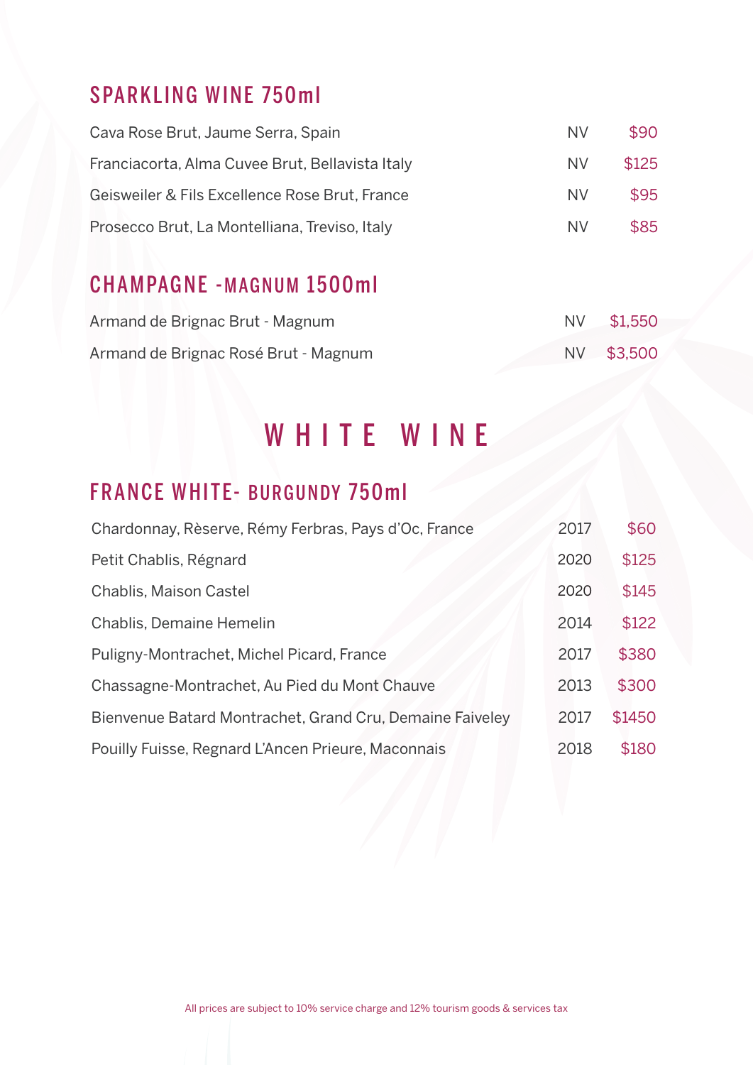## SPARKLING WINE 750ml

| | | |
|---|---|---|
| Cava Rose Brut, Jaume Serra, Spain | NV | $90 |
| Franciacorta, Alma Cuvee Brut, Bellavista Italy | NV | $125 |
| Geisweiler & Fils Excellence Rose Brut, France | NV | $95 |
| Prosecco Brut, La Montelliana, Treviso, Italy | NV | $85 |

## CHAMPAGNE -MAGNUM 1500ml

| | | |
|---|---|---|
| Armand de Brignac Brut - Magnum | NV | $1,550 |
| Armand de Brignac Rosé Brut - Magnum | NV | $3,500 |

# WHITE WINE

## FRANCE WHITE- BURGUNDY 750ml

| | | |
|---|---|---|
| Chardonnay, Rèserve, Rémy Ferbras, Pays d'Oc, France | 2017 | $60 |
| Petit Chablis, Régnard | 2020 | $125 |
| Chablis, Maison Castel | 2020 | $145 |
| Chablis, Demaine Hemelin | 2014 | $122 |
| Puligny-Montrachet, Michel Picard, France | 2017 | $380 |
| Chassagne-Montrachet, Au Pied du Mont Chauve | 2013 | $300 |
| Bienvenue Batard Montrachet, Grand Cru, Demaine Faiveley | 2017 | $1450 |
| Pouilly Fuisse, Regnard L'Ancen Prieure, Maconnais | 2018 | $180 |

All prices are subject to 10% service charge and 12% tourism goods & services tax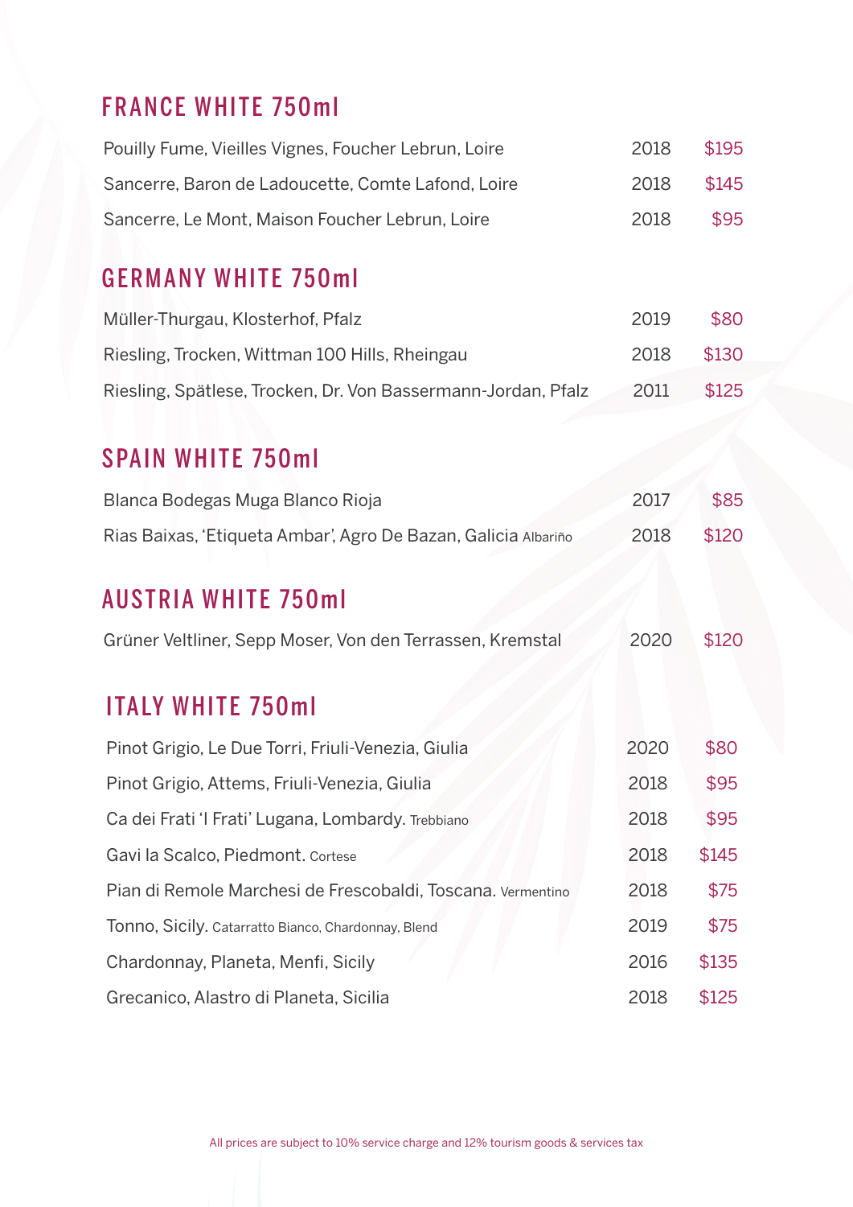## FRANCE WHITE 750ml

| Wine | Vintage | Price |
| --- | --- | --- |
| Pouilly Fume, Vieilles Vignes, Foucher Lebrun, Loire | 2018 | $195 |
| Sancerre, Baron de Ladoucette, Comte Lafond, Loire | 2018 | $145 |
| Sancerre, Le Mont, Maison Foucher Lebrun, Loire | 2018 | $95 |

## GERMANY WHITE 750ml

| Wine | Vintage | Price |
| --- | --- | --- |
| Müller-Thurgau, Klosterhof, Pfalz | 2019 | $80 |
| Riesling, Trocken, Wittman 100 Hills, Rheingau | 2018 | $130 |
| Riesling, Spätlese, Trocken, Dr. Von Bassermann-Jordan, Pfalz | 2011 | $125 |

## SPAIN WHITE 750ml

| Wine | Vintage | Price |
| --- | --- | --- |
| Blanca Bodegas Muga Blanco Rioja | 2017 | $85 |
| Rias Baixas, 'Etiqueta Ambar', Agro De Bazan, Galicia Albariño | 2018 | $120 |

## AUSTRIA WHITE 750ml

| Wine | Vintage | Price |
| --- | --- | --- |
| Grüner Veltliner, Sepp Moser, Von den Terrassen, Kremstal | 2020 | $120 |

## ITALY WHITE 750ml

| Wine | Vintage | Price |
| --- | --- | --- |
| Pinot Grigio, Le Due Torri, Friuli-Venezia, Giulia | 2020 | $80 |
| Pinot Grigio, Attems, Friuli-Venezia, Giulia | 2018 | $95 |
| Ca dei Frati 'I Frati' Lugana, Lombardy. Trebbiano | 2018 | $95 |
| Gavi la Scalco, Piedmont. Cortese | 2018 | $145 |
| Pian di Remole Marchesi de Frescobaldi, Toscana. Vermentino | 2018 | $75 |
| Tonno, Sicily. Catarratto Bianco, Chardonnay, Blend | 2019 | $75 |
| Chardonnay, Planeta, Menfi, Sicily | 2016 | $135 |
| Grecanico, Alastro di Planeta, Sicilia | 2018 | $125 |

All prices are subject to 10% service charge and 12% tourism goods & services tax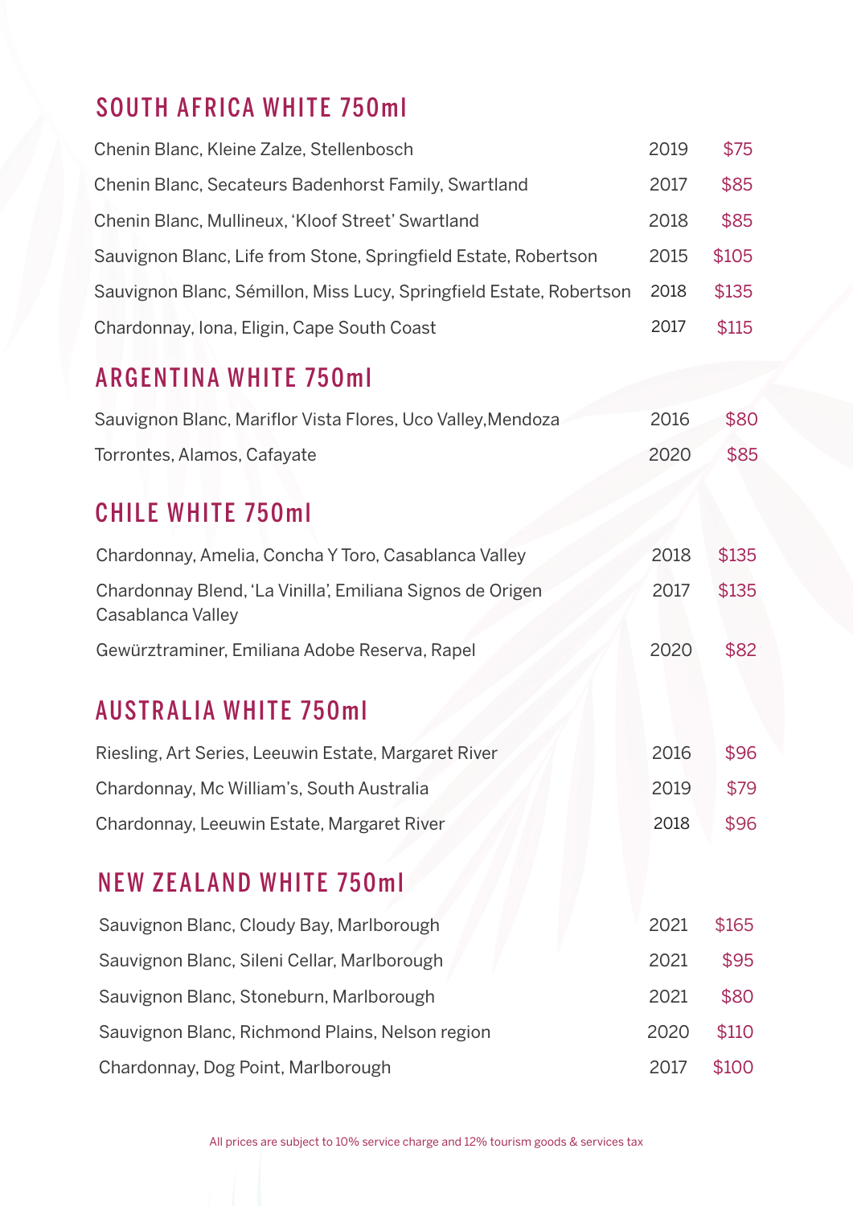## SOUTH AFRICA WHITE 750ml

| Wine | Vintage | Price |
|---|---|---|
| Chenin Blanc, Kleine Zalze, Stellenbosch | 2019 | $75 |
| Chenin Blanc, Secateurs Badenhorst Family, Swartland | 2017 | $85 |
| Chenin Blanc, Mullineux, 'Kloof Street' Swartland | 2018 | $85 |
| Sauvignon Blanc, Life from Stone, Springfield Estate, Robertson | 2015 | $105 |
| Sauvignon Blanc, Sémillon, Miss Lucy, Springfield Estate, Robertson | 2018 | $135 |
| Chardonnay, Iona, Eligin, Cape South Coast | 2017 | $115 |

## ARGENTINA WHITE 750ml

| Wine | Vintage | Price |
|---|---|---|
| Sauvignon Blanc, Mariflor Vista Flores, Uco Valley,Mendoza | 2016 | $80 |
| Torrontes, Alamos, Cafayate | 2020 | $85 |

## CHILE WHITE 750ml

| Wine | Vintage | Price |
|---|---|---|
| Chardonnay, Amelia, Concha Y Toro, Casablanca Valley | 2018 | $135 |
| Chardonnay Blend, 'La Vinilla', Emiliana Signos de Origen Casablanca Valley | 2017 | $135 |
| Gewürztraminer, Emiliana Adobe Reserva, Rapel | 2020 | $82 |

## AUSTRALIA WHITE 750ml

| Wine | Vintage | Price |
|---|---|---|
| Riesling, Art Series, Leeuwin Estate, Margaret River | 2016 | $96 |
| Chardonnay, Mc William's, South Australia | 2019 | $79 |
| Chardonnay, Leeuwin Estate, Margaret River | 2018 | $96 |

## NEW ZEALAND WHITE 750ml

| Wine | Vintage | Price |
|---|---|---|
| Sauvignon Blanc, Cloudy Bay, Marlborough | 2021 | $165 |
| Sauvignon Blanc, Sileni Cellar, Marlborough | 2021 | $95 |
| Sauvignon Blanc, Stoneburn, Marlborough | 2021 | $80 |
| Sauvignon Blanc, Richmond Plains, Nelson region | 2020 | $110 |
| Chardonnay, Dog Point, Marlborough | 2017 | $100 |

All prices are subject to 10% service charge and 12% tourism goods & services tax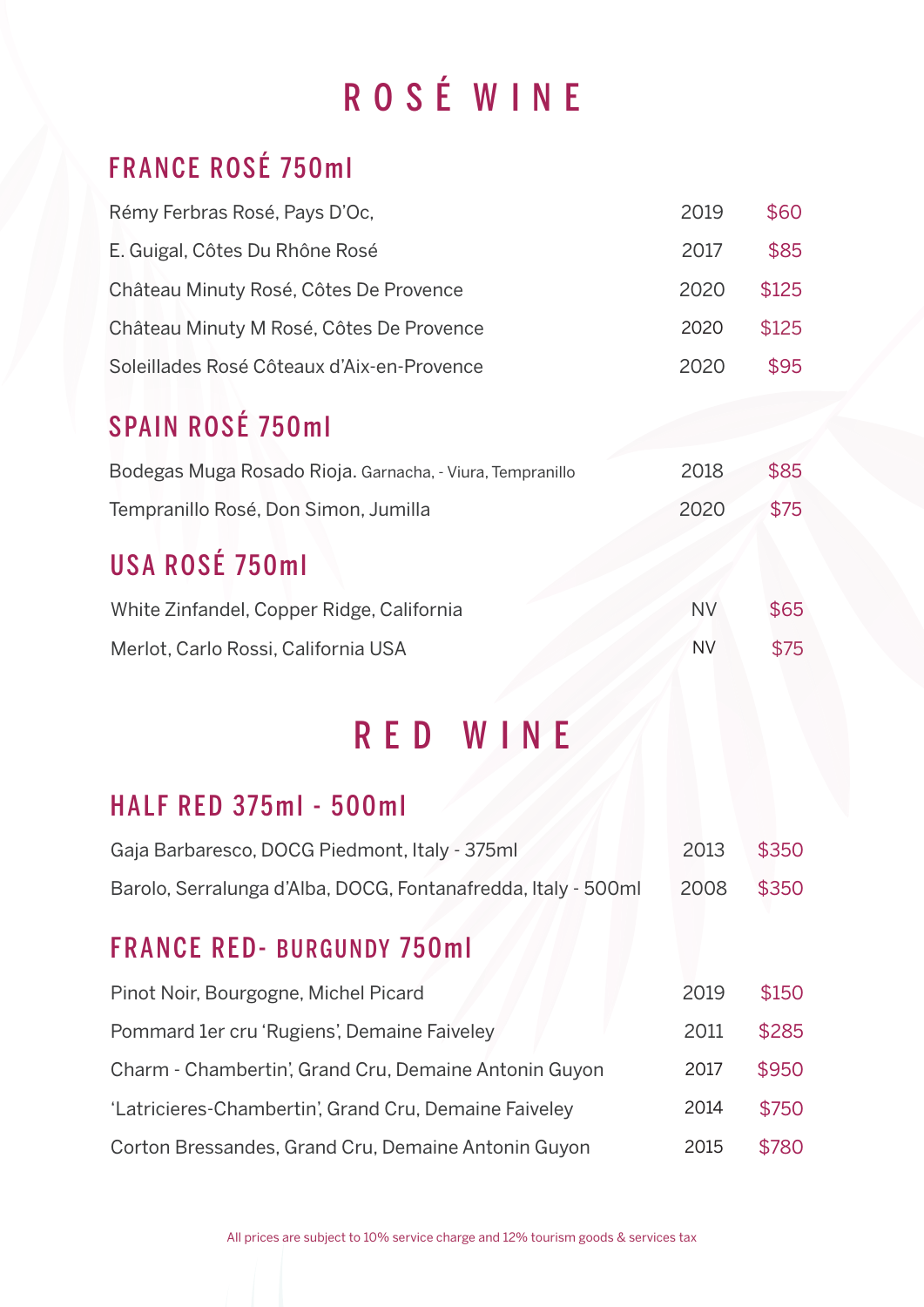# ROSÉ WINE

## FRANCE ROSÉ 750ml

| Wine | Vintage | Price |
|---|---|---|
| Rémy Ferbras Rosé, Pays D'Oc, | 2019 | $60 |
| E. Guigal, Côtes Du Rhône Rosé | 2017 | $85 |
| Château Minuty Rosé, Côtes De Provence | 2020 | $125 |
| Château Minuty M Rosé, Côtes De Provence | 2020 | $125 |
| Soleillades Rosé Côteaux d'Aix-en-Provence | 2020 | $95 |

## SPAIN ROSÉ 750ml

| Wine | Vintage | Price |
|---|---|---|
| Bodegas Muga Rosado Rioja. Garnacha, - Viura, Tempranillo | 2018 | $85 |
| Tempranillo Rosé, Don Simon, Jumilla | 2020 | $75 |

## USA ROSÉ 750ml

| Wine | Vintage | Price |
|---|---|---|
| White Zinfandel, Copper Ridge, California | NV | $65 |
| Merlot, Carlo Rossi, California USA | NV | $75 |

# RED WINE

## HALF RED 375ml - 500ml

| Wine | Vintage | Price |
|---|---|---|
| Gaja Barbaresco, DOCG Piedmont, Italy - 375ml | 2013 | $350 |
| Barolo, Serralunga d'Alba, DOCG, Fontanafredda, Italy - 500ml | 2008 | $350 |

## FRANCE RED- BURGUNDY 750ml

| Wine | Vintage | Price |
|---|---|---|
| Pinot Noir, Bourgogne, Michel Picard | 2019 | $150 |
| Pommard 1er cru 'Rugiens', Demaine Faiveley | 2011 | $285 |
| Charm - Chambertin', Grand Cru, Demaine Antonin Guyon | 2017 | $950 |
| 'Latricieres-Chambertin', Grand Cru, Demaine Faiveley | 2014 | $750 |
| Corton Bressandes, Grand Cru, Demaine Antonin Guyon | 2015 | $780 |

All prices are subject to 10% service charge and 12% tourism goods & services tax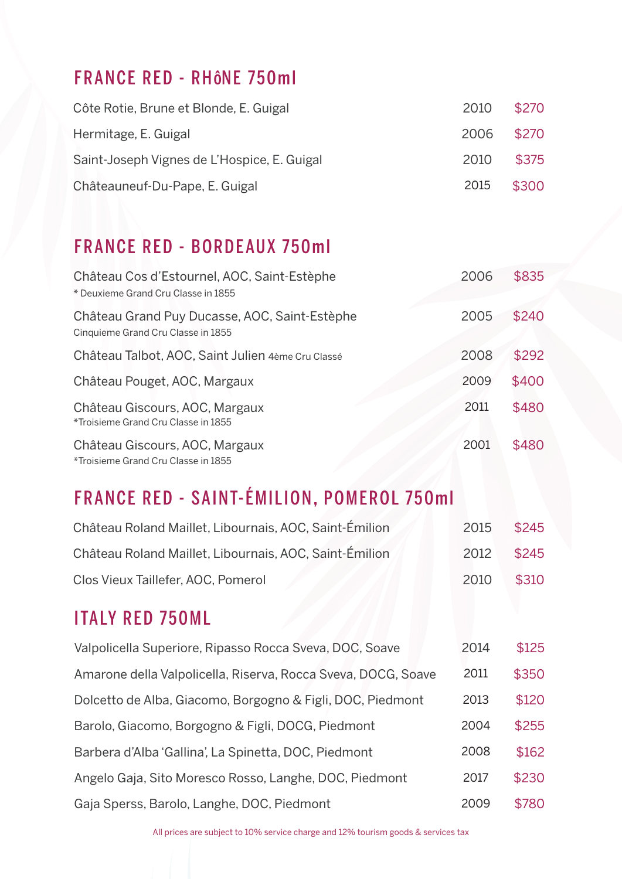## FRANCE RED - RHôNE 750ml

| Wine | Vintage | Price |
|---|---|---|
| Côte Rotie, Brune et Blonde, E. Guigal | 2010 | $270 |
| Hermitage, E. Guigal | 2006 | $270 |
| Saint-Joseph Vignes de L'Hospice, E. Guigal | 2010 | $375 |
| Châteauneuf-Du-Pape, E. Guigal | 2015 | $300 |

## FRANCE RED - BORDEAUX 750ml

| Wine | Vintage | Price |
|---|---|---|
| Château Cos d'Estournel, AOC, Saint-Estèphe<br>* Deuxieme Grand Cru Classe in 1855 | 2006 | $835 |
| Château Grand Puy Ducasse, AOC, Saint-Estèphe<br>Cinquieme Grand Cru Classe in 1855 | 2005 | $240 |
| Château Talbot, AOC, Saint Julien 4ème Cru Classé | 2008 | $292 |
| Château Pouget, AOC, Margaux | 2009 | $400 |
| Château Giscours, AOC, Margaux<br>*Troisieme Grand Cru Classe in 1855 | 2011 | $480 |
| Château Giscours, AOC, Margaux<br>*Troisieme Grand Cru Classe in 1855 | 2001 | $480 |

## FRANCE RED - SAINT-ÉMILION, POMEROL 750ml

| Wine | Vintage | Price |
|---|---|---|
| Château Roland Maillet, Libournais, AOC, Saint-Émilion | 2015 | $245 |
| Château Roland Maillet, Libournais, AOC, Saint-Émilion | 2012 | $245 |
| Clos Vieux Taillefer, AOC, Pomerol | 2010 | $310 |

## ITALY RED 750ML

| Wine | Vintage | Price |
|---|---|---|
| Valpolicella Superiore, Ripasso Rocca Sveva, DOC, Soave | 2014 | $125 |
| Amarone della Valpolicella, Riserva, Rocca Sveva, DOCG, Soave | 2011 | $350 |
| Dolcetto de Alba, Giacomo, Borgogno & Figli, DOC, Piedmont | 2013 | $120 |
| Barolo, Giacomo, Borgogno & Figli, DOCG, Piedmont | 2004 | $255 |
| Barbera d'Alba 'Gallina', La Spinetta, DOC, Piedmont | 2008 | $162 |
| Angelo Gaja, Sito Moresco Rosso, Langhe, DOC, Piedmont | 2017 | $230 |
| Gaja Sperss, Barolo, Langhe, DOC, Piedmont | 2009 | $780 |

All prices are subject to 10% service charge and 12% tourism goods & services tax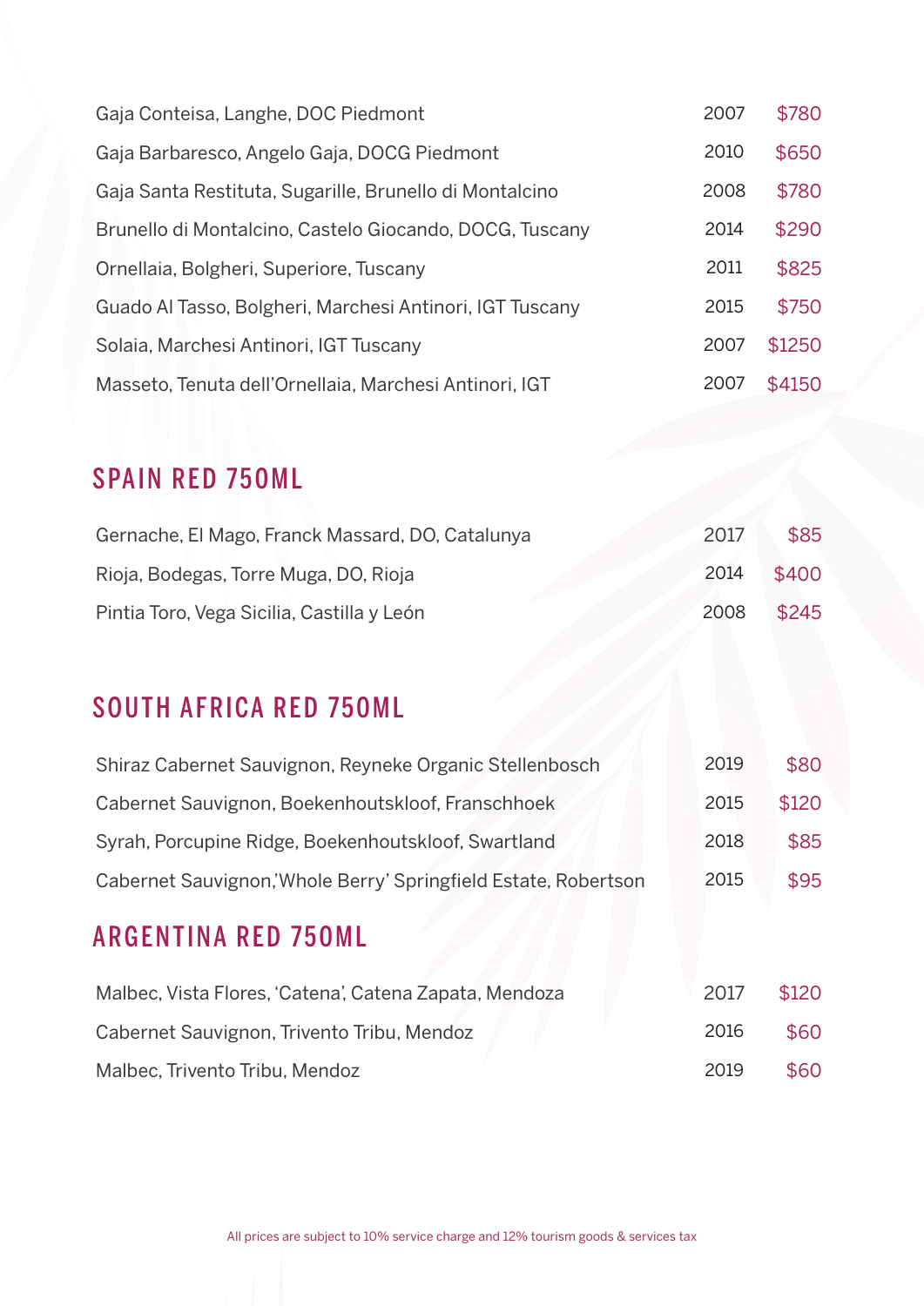| | | |
|---|---|---|
| Gaja Conteisa, Langhe, DOC Piedmont | 2007 | $780 |
| Gaja Barbaresco, Angelo Gaja, DOCG Piedmont | 2010 | $650 |
| Gaja Santa Restituta, Sugarille, Brunello di Montalcino | 2008 | $780 |
| Brunello di Montalcino, Castelo Giocando, DOCG, Tuscany | 2014 | $290 |
| Ornellaia, Bolgheri, Superiore, Tuscany | 2011 | $825 |
| Guado Al Tasso, Bolgheri, Marchesi Antinori, IGT Tuscany | 2015 | $750 |
| Solaia, Marchesi Antinori, IGT Tuscany | 2007 | $1250 |
| Masseto, Tenuta dell'Ornellaia, Marchesi Antinori, IGT | 2007 | $4150 |

## SPAIN RED 750ML

| | | |
|---|---|---|
| Gernache, El Mago, Franck Massard, DO, Catalunya | 2017 | $85 |
| Rioja, Bodegas, Torre Muga, DO, Rioja | 2014 | $400 |
| Pintia Toro, Vega Sicilia, Castilla y León | 2008 | $245 |

## SOUTH AFRICA RED 750ML

| | | |
|---|---|---|
| Shiraz Cabernet Sauvignon, Reyneke Organic Stellenbosch | 2019 | $80 |
| Cabernet Sauvignon, Boekenhoutskloof, Franschhoek | 2015 | $120 |
| Syrah, Porcupine Ridge, Boekenhoutskloof, Swartland | 2018 | $85 |
| Cabernet Sauvignon,'Whole Berry' Springfield Estate, Robertson | 2015 | $95 |

## ARGENTINA RED 750ML

| | | |
|---|---|---|
| Malbec, Vista Flores, 'Catena', Catena Zapata, Mendoza | 2017 | $120 |
| Cabernet Sauvignon, Trivento Tribu, Mendoz | 2016 | $60 |
| Malbec, Trivento Tribu, Mendoz | 2019 | $60 |

All prices are subject to 10% service charge and 12% tourism goods & services tax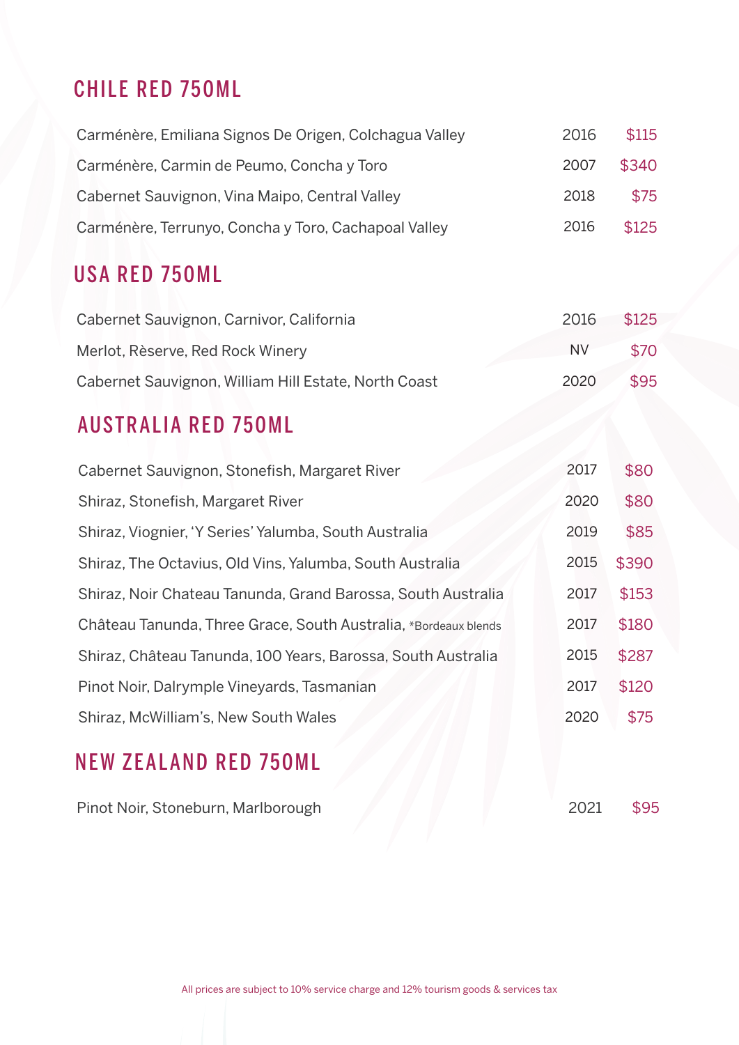## CHILE RED 750ML

| Wine | Vintage | Price |
| --- | --- | --- |
| Carménère, Emiliana Signos De Origen, Colchagua Valley | 2016 | $115 |
| Carménère, Carmin de Peumo, Concha y Toro | 2007 | $340 |
| Cabernet Sauvignon, Vina Maipo, Central Valley | 2018 | $75 |
| Carménère, Terrunyo, Concha y Toro, Cachapoal Valley | 2016 | $125 |

## USA RED 750ML

| Wine | Vintage | Price |
| --- | --- | --- |
| Cabernet Sauvignon, Carnivor, California | 2016 | $125 |
| Merlot, Rèserve, Red Rock Winery | NV | $70 |
| Cabernet Sauvignon, William Hill Estate, North Coast | 2020 | $95 |

## AUSTRALIA RED 750ML

| Wine | Vintage | Price |
| --- | --- | --- |
| Cabernet Sauvignon, Stonefish, Margaret River | 2017 | $80 |
| Shiraz, Stonefish, Margaret River | 2020 | $80 |
| Shiraz, Viognier, 'Y Series' Yalumba, South Australia | 2019 | $85 |
| Shiraz, The Octavius, Old Vins, Yalumba, South Australia | 2015 | $390 |
| Shiraz, Noir Chateau Tanunda, Grand Barossa, South Australia | 2017 | $153 |
| Château Tanunda, Three Grace, South Australia, *Bordeaux blends | 2017 | $180 |
| Shiraz, Château Tanunda, 100 Years, Barossa, South Australia | 2015 | $287 |
| Pinot Noir, Dalrymple Vineyards, Tasmanian | 2017 | $120 |
| Shiraz, McWilliam's, New South Wales | 2020 | $75 |

## NEW ZEALAND RED 750ML

| Wine | Vintage | Price |
| --- | --- | --- |
| Pinot Noir, Stoneburn, Marlborough | 2021 | $95 |

All prices are subject to 10% service charge and 12% tourism goods & services tax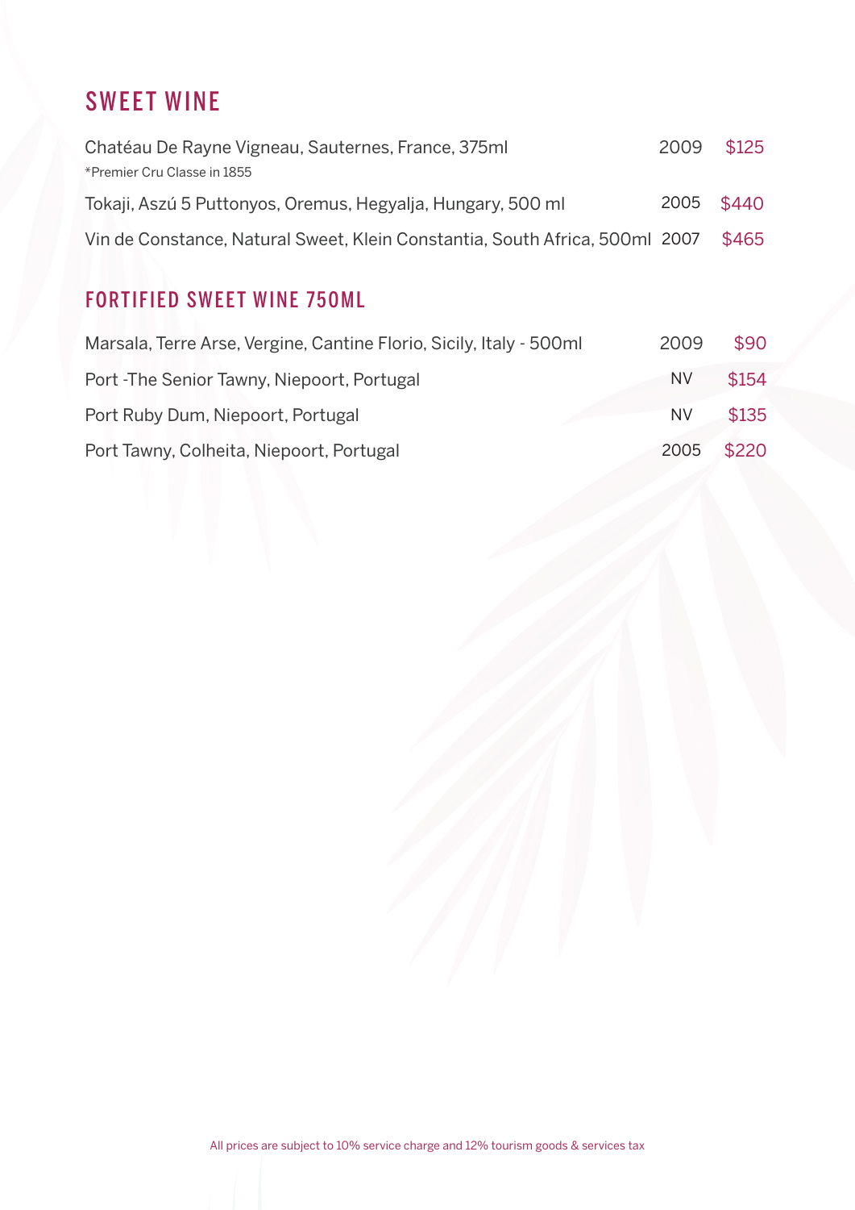## SWEET WINE

| | | |
|---|---|---|
| Chatéau De Rayne Vigneau, Sauternes, France, 375ml<br>*Premier Cru Classe in 1855 | 2009 | $125 |
| Tokaji, Aszú 5 Puttonyos, Oremus, Hegyalja, Hungary, 500 ml | 2005 | $440 |
| Vin de Constance, Natural Sweet, Klein Constantia, South Africa, 500ml | 2007 | $465 |

## FORTIFIED SWEET WINE 750ML

| | | |
|---|---|---|
| Marsala, Terre Arse, Vergine, Cantine Florio, Sicily, Italy - 500ml | 2009 | $90 |
| Port -The Senior Tawny, Niepoort, Portugal | NV | $154 |
| Port Ruby Dum, Niepoort, Portugal | NV | $135 |
| Port Tawny, Colheita, Niepoort, Portugal | 2005 | $220 |

All prices are subject to 10% service charge and 12% tourism goods & services tax